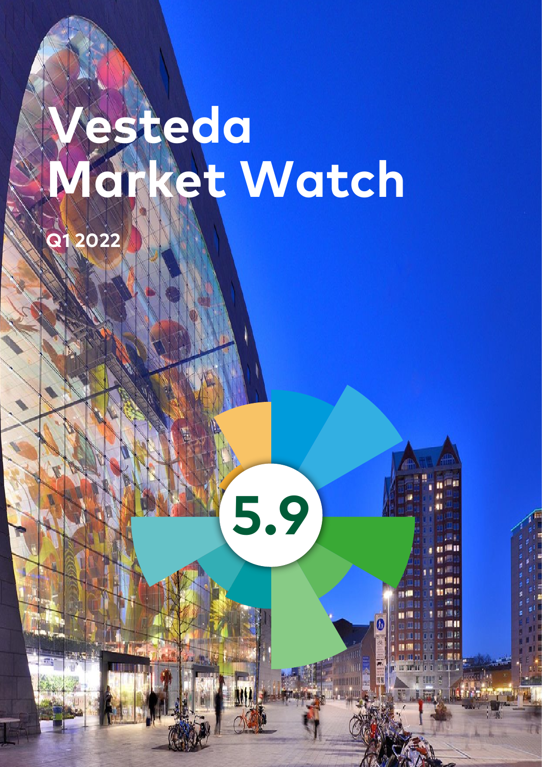# Vesteda Market Watch

Q1 2022

5.9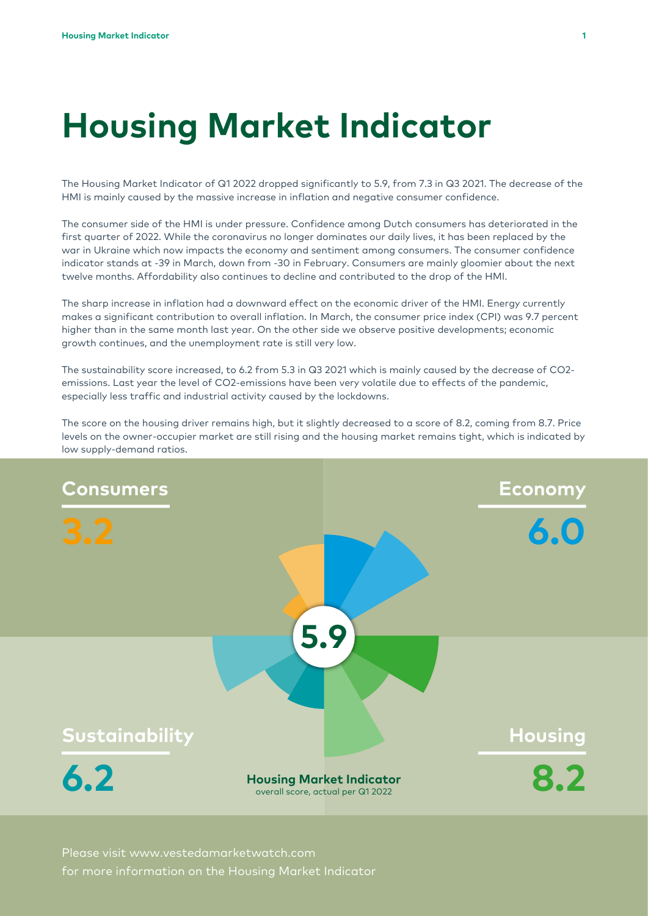# Housing Market Indicator

The Housing Market Indicator of Q1 2022 dropped significantly to 5.9, from 7.3 in Q3 2021. The decrease of the HMI is mainly caused by the massive increase in inflation and negative consumer confidence.

The consumer side of the HMI is under pressure. Confidence among Dutch consumers has deteriorated in the first quarter of 2022. While the coronavirus no longer dominates our daily lives, it has been replaced by the war in Ukraine which now impacts the economy and sentiment among consumers. The consumer confidence indicator stands at -39 in March, down from -30 in February. Consumers are mainly gloomier about the next twelve months. Affordability also continues to decline and contributed to the drop of the HMI.

The sharp increase in inflation had a downward effect on the economic driver of the HMI. Energy currently makes a significant contribution to overall inflation. In March, the consumer price index (CPI) was 9.7 percent higher than in the same month last year. On the other side we observe positive developments; economic growth continues, and the unemployment rate is still very low.

The sustainability score increased, to 6.2 from 5.3 in Q3 2021 which is mainly caused by the decrease of $CO_2$-emissions. Last year the level of $CO_2$-emissions have been very volatile due to effects of the pandemic, especially less traffic and industrial activity caused by the lockdowns.

The score on the housing driver remains high, but it slightly decreased to a score of 8.2, coming from 8.7. Price levels on the owner-occupier market are still rising and the housing market remains tight, which is indicated by low supply-demand ratios.

**Consumers** 3.2

**Economy** 6.0

**5.9**

**Sustainability** 6.2

**Housing** 8.2

**Housing Market Indicator**
overall score, actual per Q1 2022

Please visit www.vestedamarketwatch.com
for more information on the Housing Market Indicator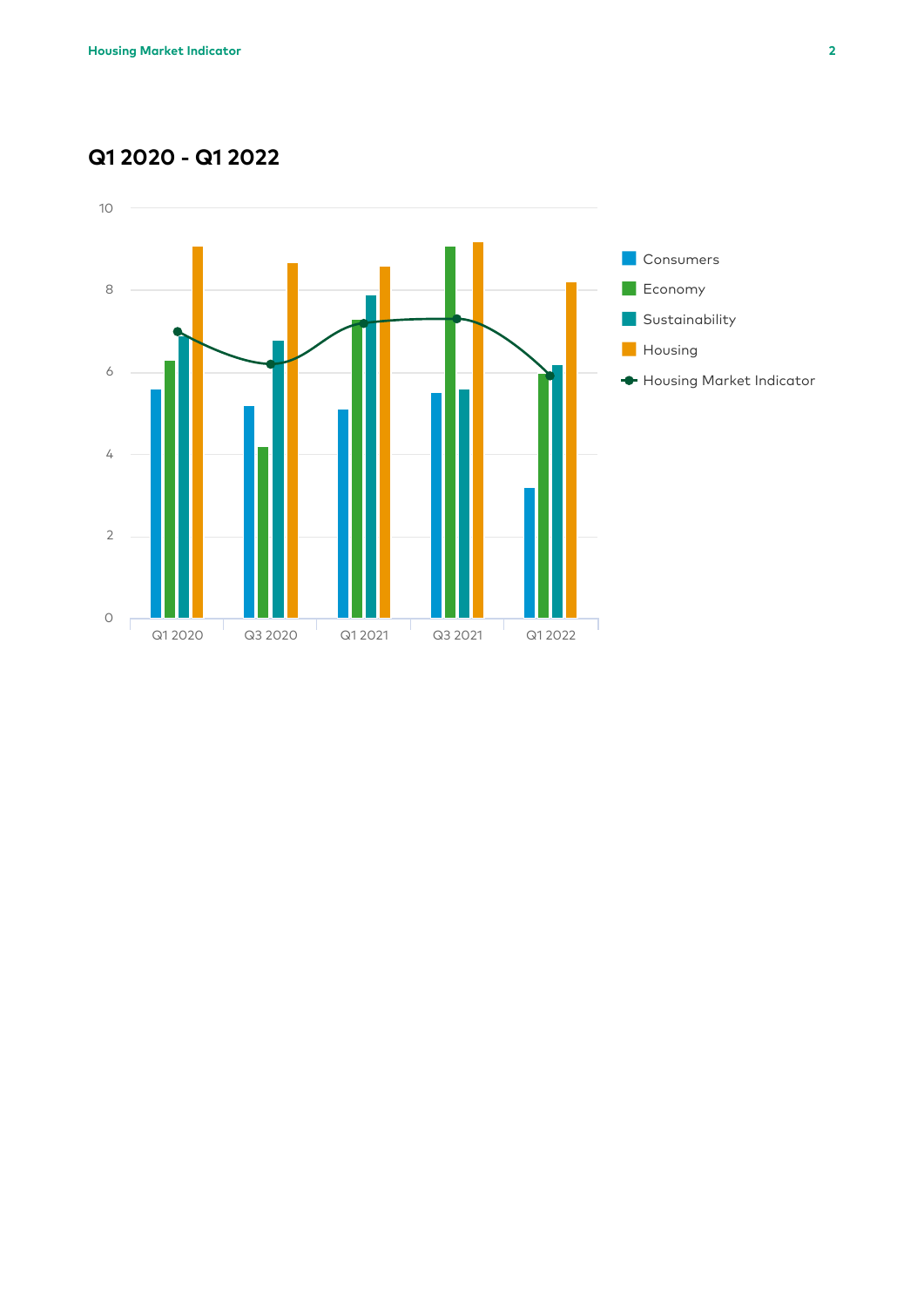## Q1 2020 - Q1 2022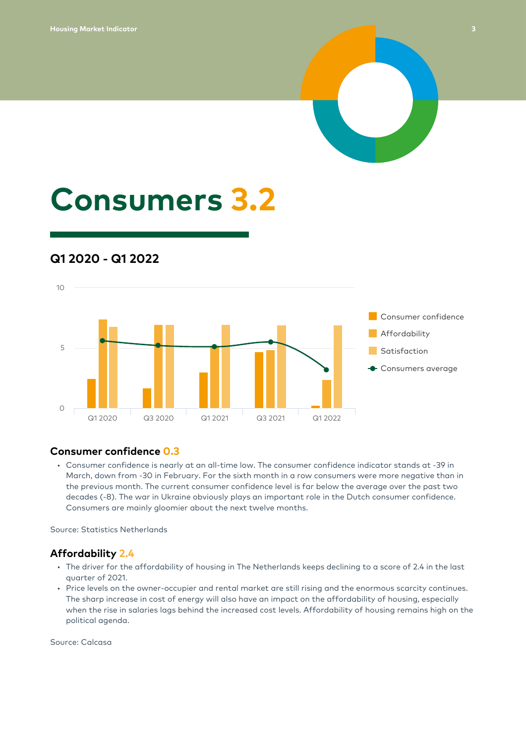# Consumers 3.2

## Q1 2020 - Q1 2022

### Consumer confidence 0.3

- Consumer confidence is nearly at an all-time low. The consumer confidence indicator stands at -39 in March, down from -30 in February. For the sixth month in a row consumers were more negative than in the previous month. The current consumer confidence level is far below the average over the past two decades (-8). The war in Ukraine obviously plays an important role in the Dutch consumer confidence. Consumers are mainly gloomier about the next twelve months.

Source: Statistics Netherlands

### Affordability 2.4

- The driver for the affordability of housing in The Netherlands keeps declining to a score of 2.4 in the last quarter of 2021.
- Price levels on the owner-occupier and rental market are still rising and the enormous scarcity continues. The sharp increase in cost of energy will also have an impact on the affordability of housing, especially when the rise in salaries lags behind the increased cost levels. Affordability of housing remains high on the political agenda.

Source: Calcasa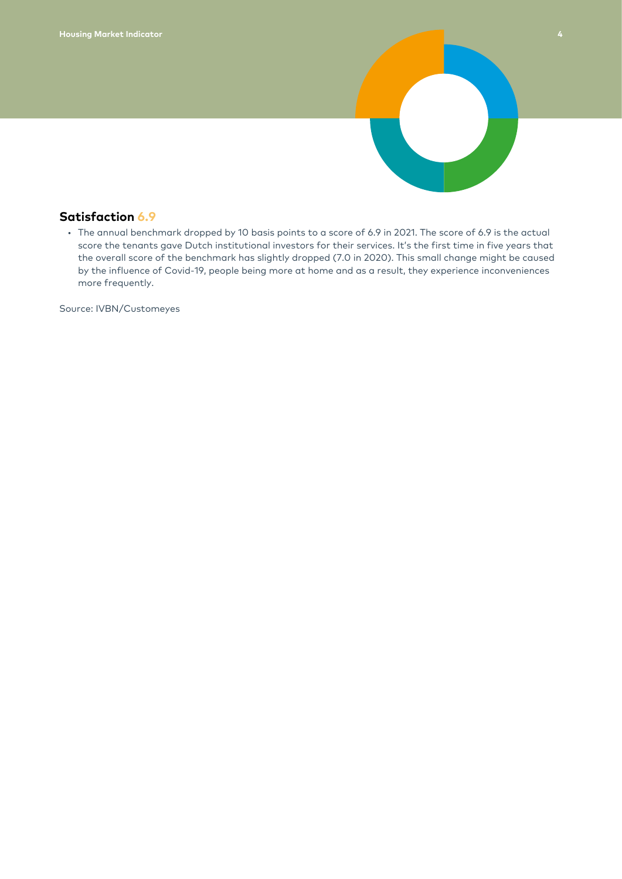## Satisfaction 6.9

- The annual benchmark dropped by 10 basis points to a score of 6.9 in 2021. The score of 6.9 is the actual score the tenants gave Dutch institutional investors for their services. It's the first time in five years that the overall score of the benchmark has slightly dropped (7.0 in 2020). This small change might be caused by the influence of Covid-19, people being more at home and as a result, they experience inconveniences more frequently.

Source: IVBN/Customeyes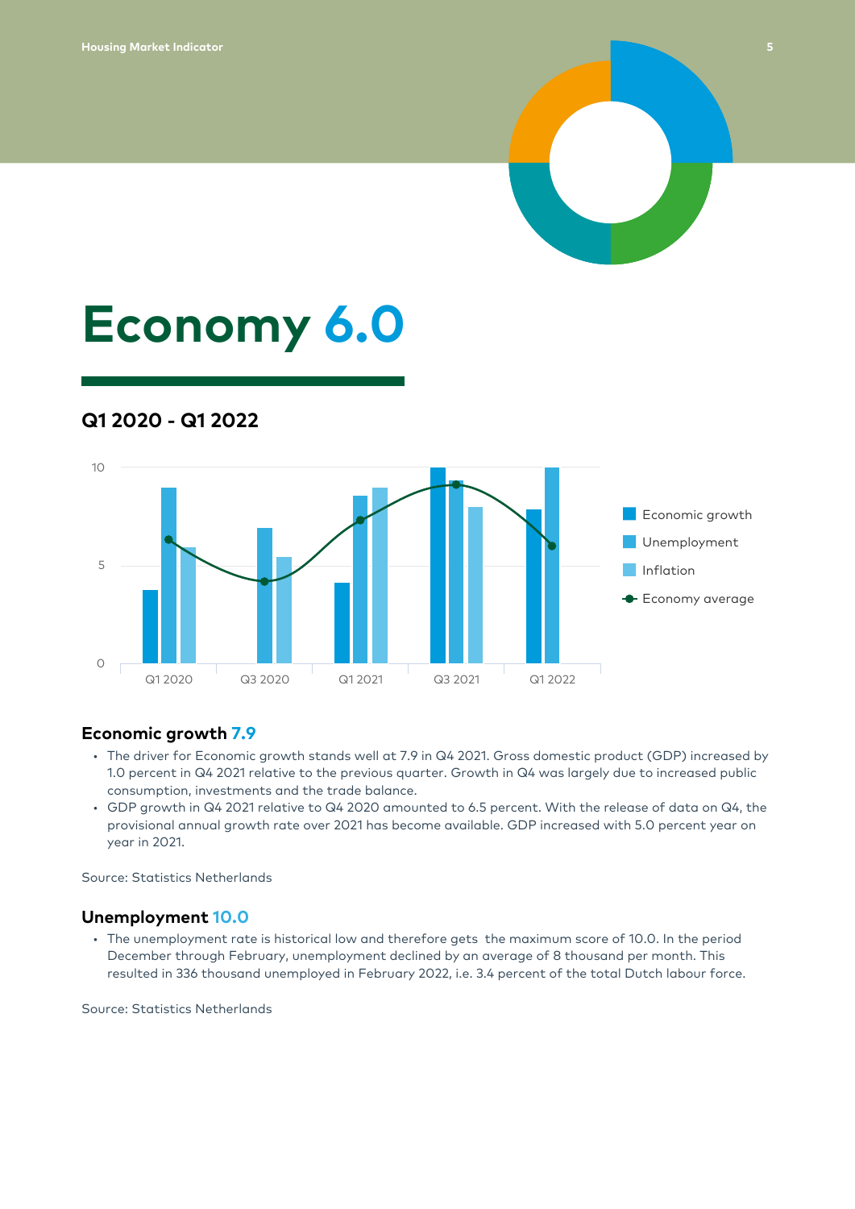# Economy 6.0

## Q1 2020 - Q1 2022

### Economic growth 7.9

- The driver for Economic growth stands well at 7.9 in Q4 2021. Gross domestic product (GDP) increased by 1.0 percent in Q4 2021 relative to the previous quarter. Growth in Q4 was largely due to increased public consumption, investments and the trade balance.
- GDP growth in Q4 2021 relative to Q4 2020 amounted to 6.5 percent. With the release of data on Q4, the provisional annual growth rate over 2021 has become available. GDP increased with 5.0 percent year on year in 2021.

Source: Statistics Netherlands

### Unemployment 10.0

- The unemployment rate is historical low and therefore gets the maximum score of 10.0. In the period December through February, unemployment declined by an average of 8 thousand per month. This resulted in 336 thousand unemployed in February 2022, i.e. 3.4 percent of the total Dutch labour force.

Source: Statistics Netherlands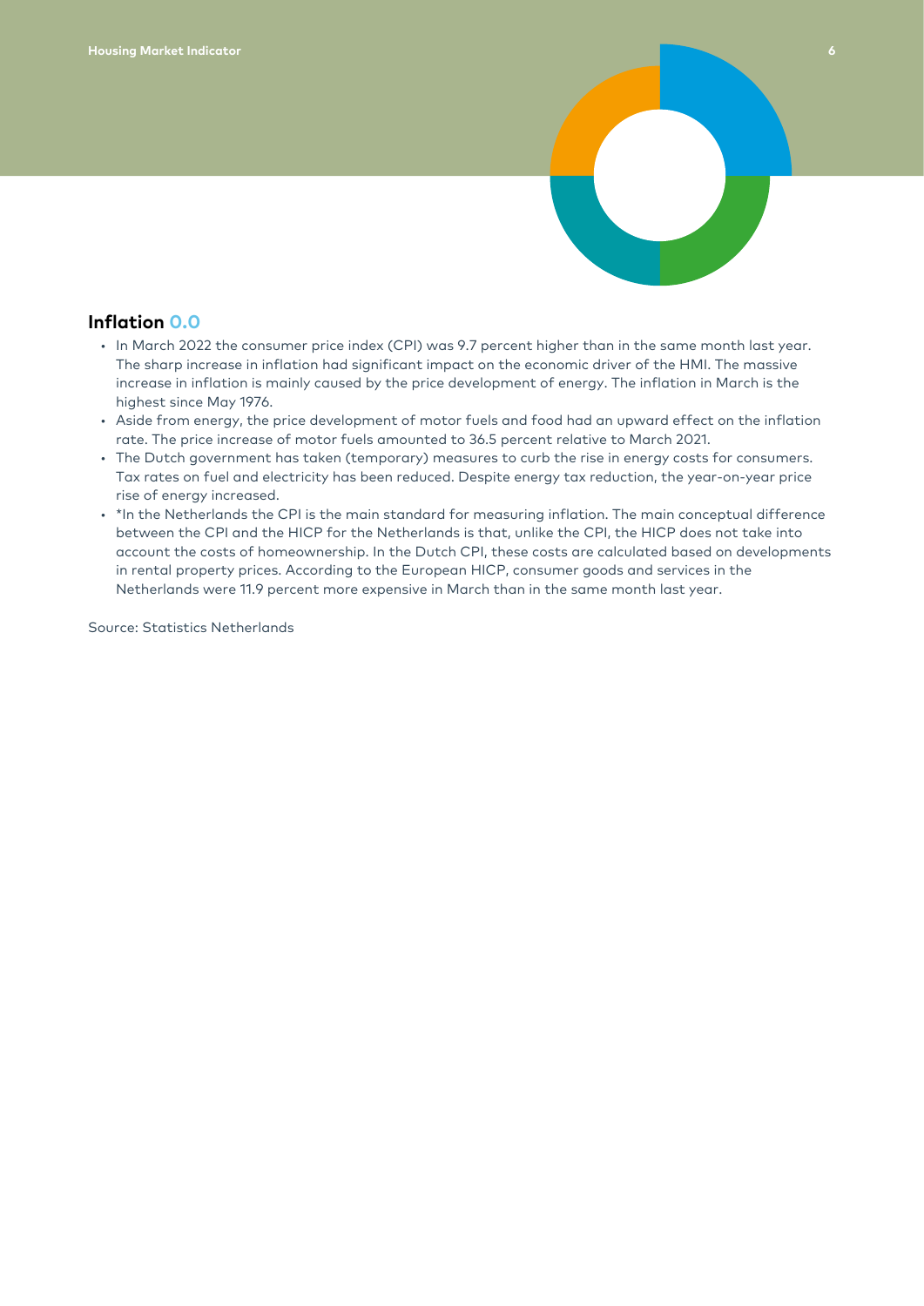## Inflation 0.0

- In March 2022 the consumer price index (CPI) was 9.7 percent higher than in the same month last year. The sharp increase in inflation had significant impact on the economic driver of the HMI. The massive increase in inflation is mainly caused by the price development of energy. The inflation in March is the highest since May 1976.
- Aside from energy, the price development of motor fuels and food had an upward effect on the inflation rate. The price increase of motor fuels amounted to 36.5 percent relative to March 2021.
- The Dutch government has taken (temporary) measures to curb the rise in energy costs for consumers. Tax rates on fuel and electricity has been reduced. Despite energy tax reduction, the year-on-year price rise of energy increased.
- *In the Netherlands the CPI is the main standard for measuring inflation. The main conceptual difference between the CPI and the HICP for the Netherlands is that, unlike the CPI, the HICP does not take into account the costs of homeownership. In the Dutch CPI, these costs are calculated based on developments in rental property prices. According to the European HICP, consumer goods and services in the Netherlands were 11.9 percent more expensive in March than in the same month last year.

Source: Statistics Netherlands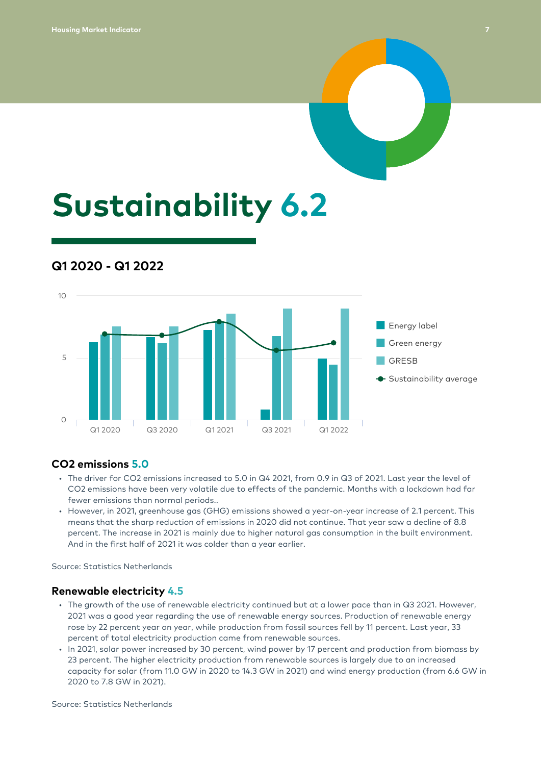# Sustainability 6.2

## Q1 2020 - Q1 2022

### CO2 emissions 5.0

- The driver for CO2 emissions increased to 5.0 in Q4 2021, from 0.9 in Q3 of 2021. Last year the level of CO2 emissions have been very volatile due to effects of the pandemic. Months with a lockdown had far fewer emissions than normal periods..
- However, in 2021, greenhouse gas (GHG) emissions showed a year-on-year increase of 2.1 percent. This means that the sharp reduction of emissions in 2020 did not continue. That year saw a decline of 8.8 percent. The increase in 2021 is mainly due to higher natural gas consumption in the built environment. And in the first half of 2021 it was colder than a year earlier.

Source: Statistics Netherlands

### Renewable electricity 4.5

- The growth of the use of renewable electricity continued but at a lower pace than in Q3 2021. However, 2021 was a good year regarding the use of renewable energy sources. Production of renewable energy rose by 22 percent year on year, while production from fossil sources fell by 11 percent. Last year, 33 percent of total electricity production came from renewable sources.
- In 2021, solar power increased by 30 percent, wind power by 17 percent and production from biomass by 23 percent. The higher electricity production from renewable sources is largely due to an increased capacity for solar (from 11.0 GW in 2020 to 14.3 GW in 2021) and wind energy production (from 6.6 GW in 2020 to 7.8 GW in 2021).

Source: Statistics Netherlands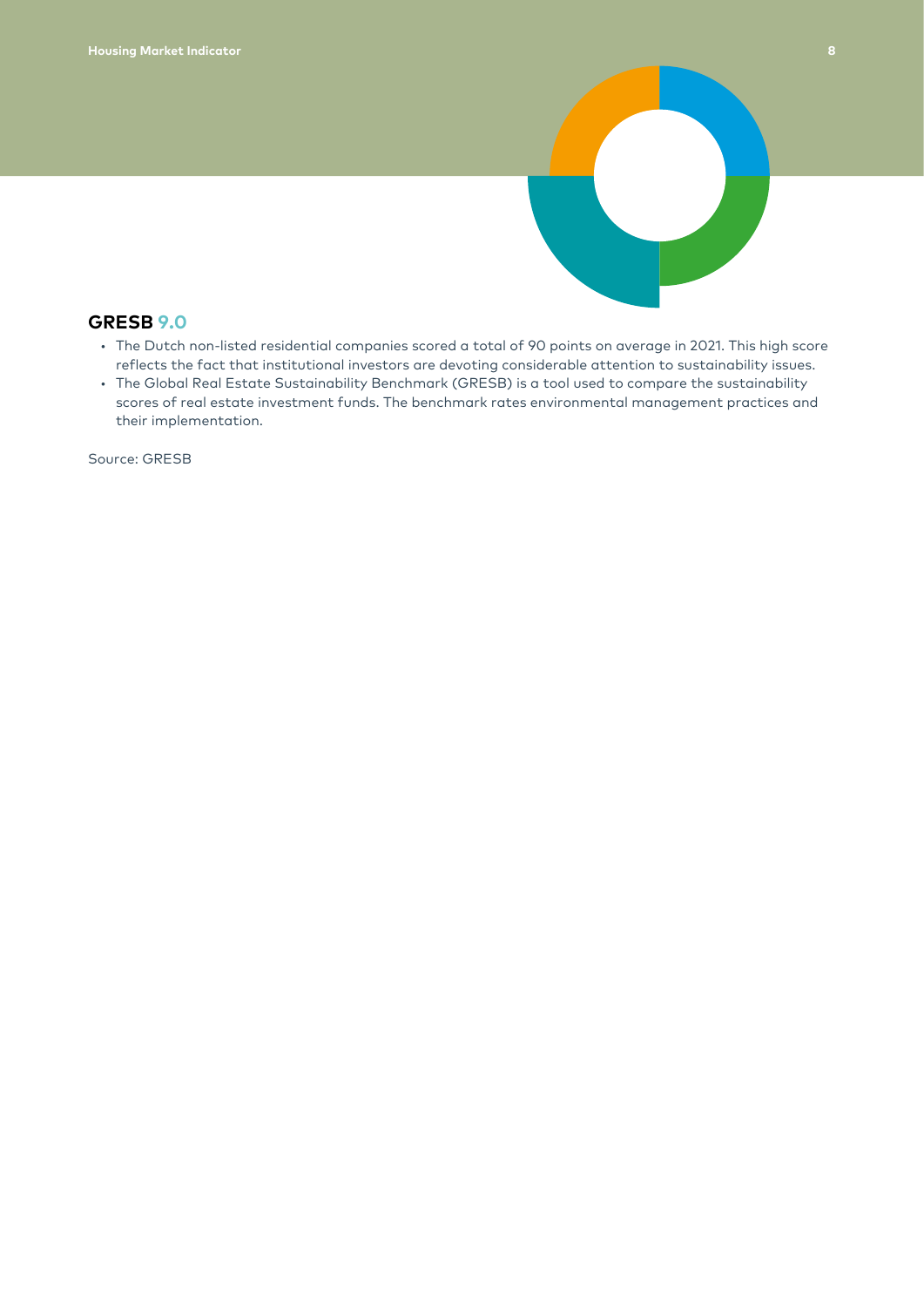## GRESB 9.0

- The Dutch non-listed residential companies scored a total of 90 points on average in 2021. This high score reflects the fact that institutional investors are devoting considerable attention to sustainability issues.
- The Global Real Estate Sustainability Benchmark (GRESB) is a tool used to compare the sustainability scores of real estate investment funds. The benchmark rates environmental management practices and their implementation.

Source: GRESB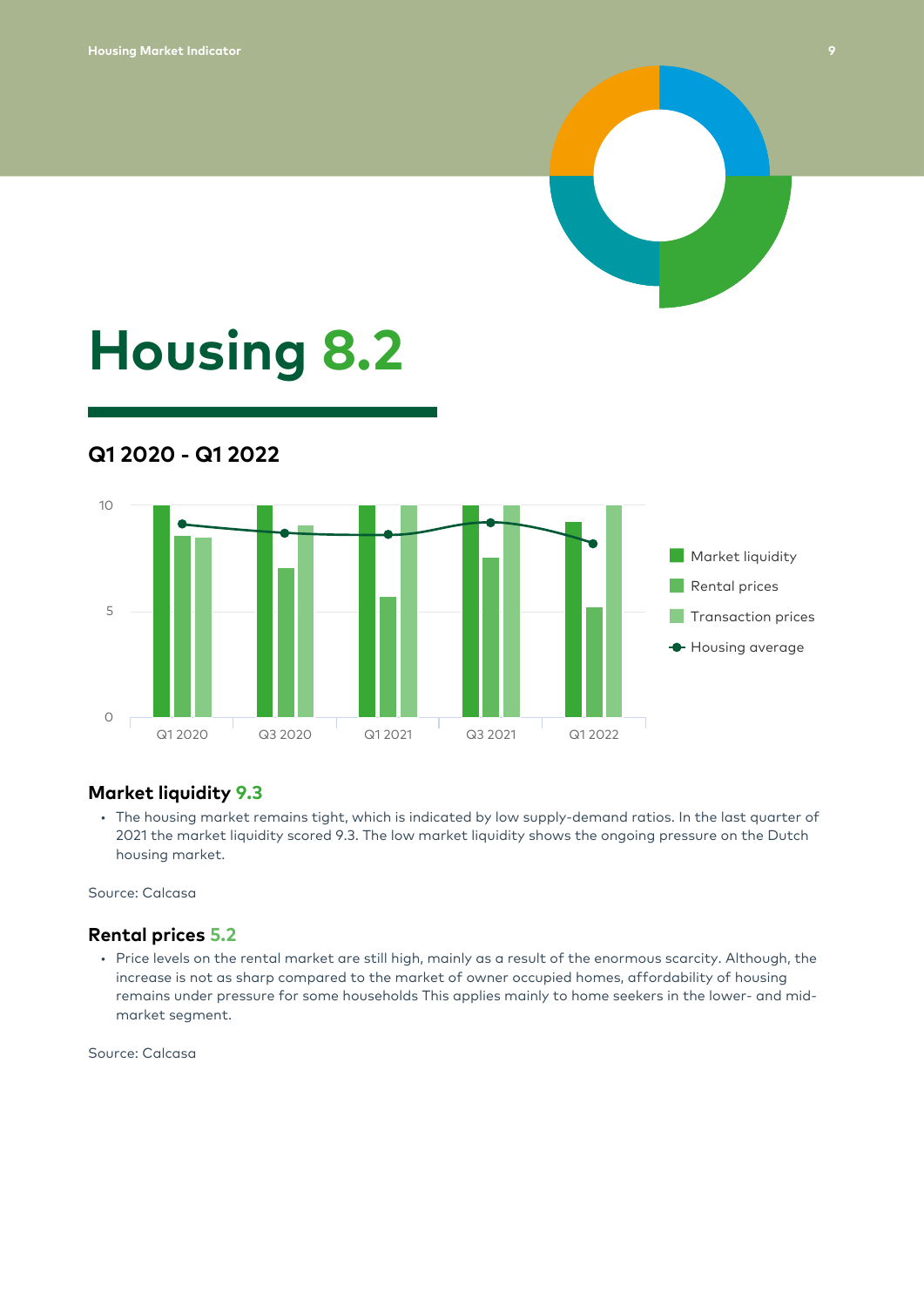# Housing 8.2

## Q1 2020 - Q1 2022

### Market liquidity 9.3

- The housing market remains tight, which is indicated by low supply-demand ratios. In the last quarter of 2021 the market liquidity scored 9.3. The low market liquidity shows the ongoing pressure on the Dutch housing market.

Source: Calcasa

### Rental prices 5.2

- Price levels on the rental market are still high, mainly as a result of the enormous scarcity. Although, the increase is not as sharp compared to the market of owner occupied homes, affordability of housing remains under pressure for some households This applies mainly to home seekers in the lower- and mid-market segment.

Source: Calcasa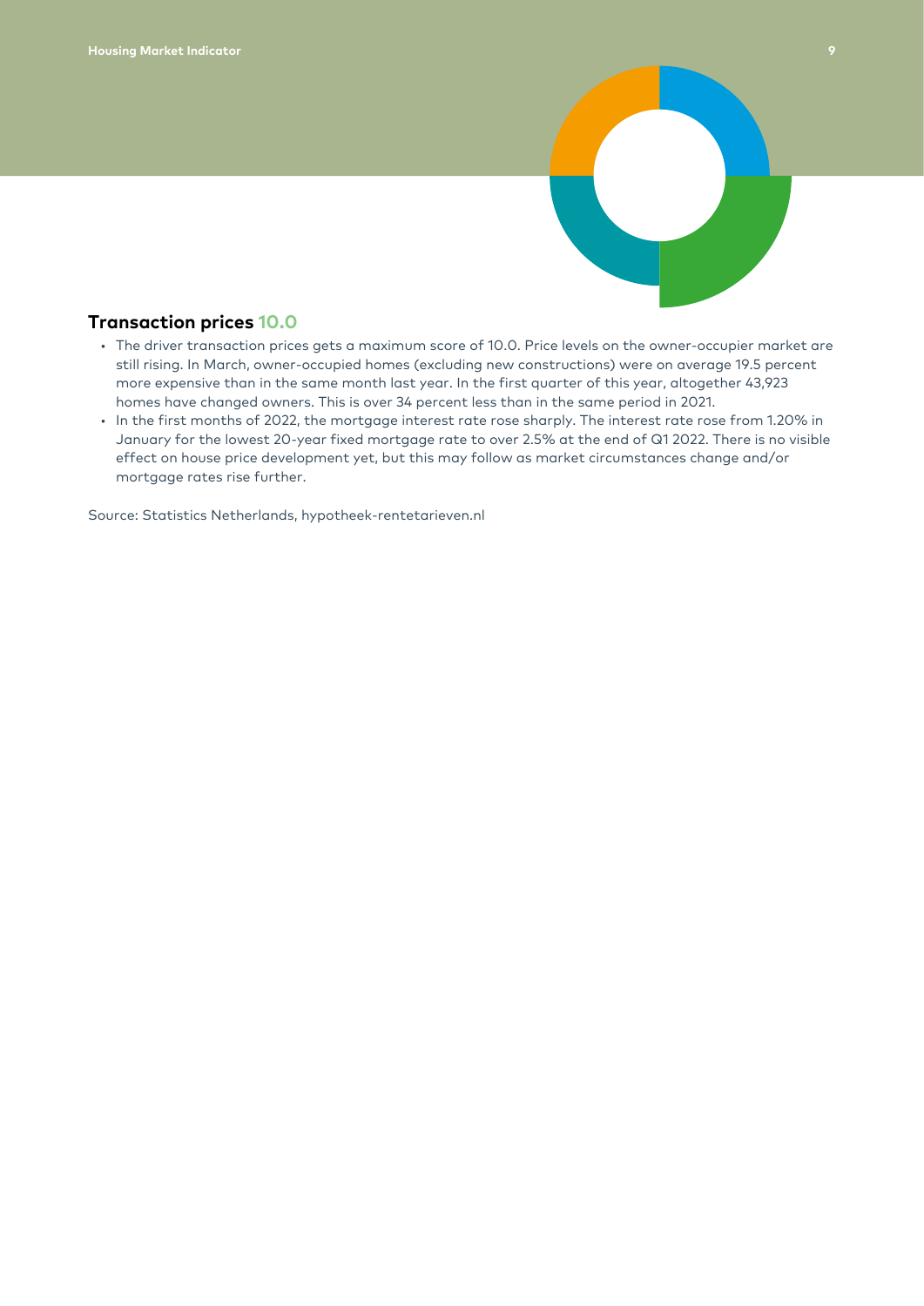## Transaction prices 10.0

- The driver transaction prices gets a maximum score of 10.0. Price levels on the owner-occupier market are still rising. In March, owner-occupied homes (excluding new constructions) were on average 19.5 percent more expensive than in the same month last year. In the first quarter of this year, altogether 43,923 homes have changed owners. This is over 34 percent less than in the same period in 2021.
- In the first months of 2022, the mortgage interest rate rose sharply. The interest rate rose from 1.20% in January for the lowest 20-year fixed mortgage rate to over 2.5% at the end of Q1 2022. There is no visible effect on house price development yet, but this may follow as market circumstances change and/or mortgage rates rise further.

Source: Statistics Netherlands, hypotheek-rentetarieven.nl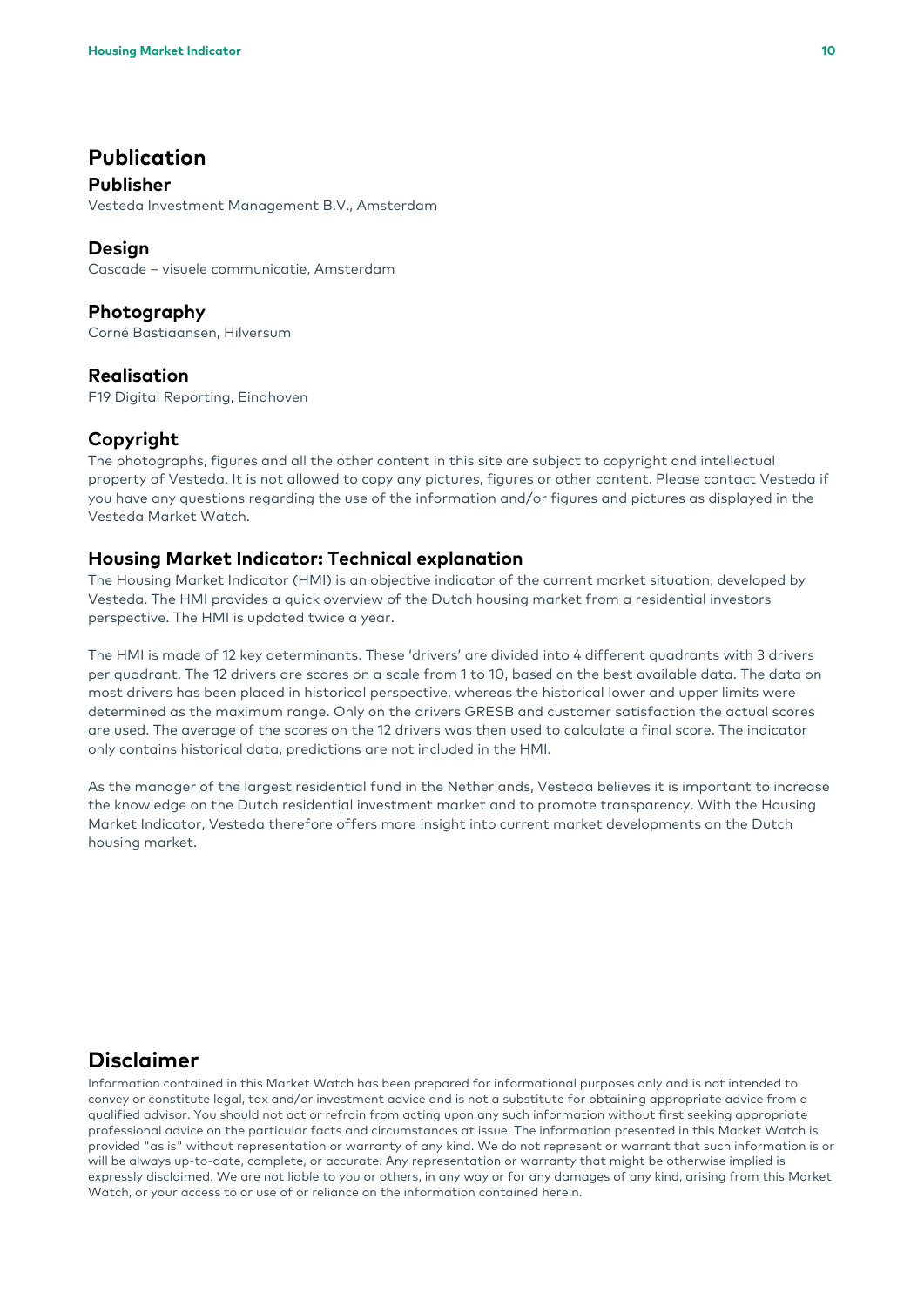# Publication

## Publisher

Vesteda Investment Management B.V., Amsterdam

## Design

Cascade – visuele communicatie, Amsterdam

## Photography

Corné Bastiaansen, Hilversum

## Realisation

F19 Digital Reporting, Eindhoven

## Copyright

The photographs, figures and all the other content in this site are subject to copyright and intellectual property of Vesteda. It is not allowed to copy any pictures, figures or other content. Please contact Vesteda if you have any questions regarding the use of the information and/or figures and pictures as displayed in the Vesteda Market Watch.

## Housing Market Indicator: Technical explanation

The Housing Market Indicator (HMI) is an objective indicator of the current market situation, developed by Vesteda. The HMI provides a quick overview of the Dutch housing market from a residential investors perspective. The HMI is updated twice a year.

The HMI is made of 12 key determinants. These 'drivers' are divided into 4 different quadrants with 3 drivers per quadrant. The 12 drivers are scores on a scale from 1 to 10, based on the best available data. The data on most drivers has been placed in historical perspective, whereas the historical lower and upper limits were determined as the maximum range. Only on the drivers GRESB and customer satisfaction the actual scores are used. The average of the scores on the 12 drivers was then used to calculate a final score. The indicator only contains historical data, predictions are not included in the HMI.

As the manager of the largest residential fund in the Netherlands, Vesteda believes it is important to increase the knowledge on the Dutch residential investment market and to promote transparency. With the Housing Market Indicator, Vesteda therefore offers more insight into current market developments on the Dutch housing market.

# Disclaimer

Information contained in this Market Watch has been prepared for informational purposes only and is not intended to convey or constitute legal, tax and/or investment advice and is not a substitute for obtaining appropriate advice from a qualified advisor. You should not act or refrain from acting upon any such information without first seeking appropriate professional advice on the particular facts and circumstances at issue. The information presented in this Market Watch is provided "as is" without representation or warranty of any kind. We do not represent or warrant that such information is or will be always up-to-date, complete, or accurate. Any representation or warranty that might be otherwise implied is expressly disclaimed. We are not liable to you or others, in any way or for any damages of any kind, arising from this Market Watch, or your access to or use of or reliance on the information contained herein.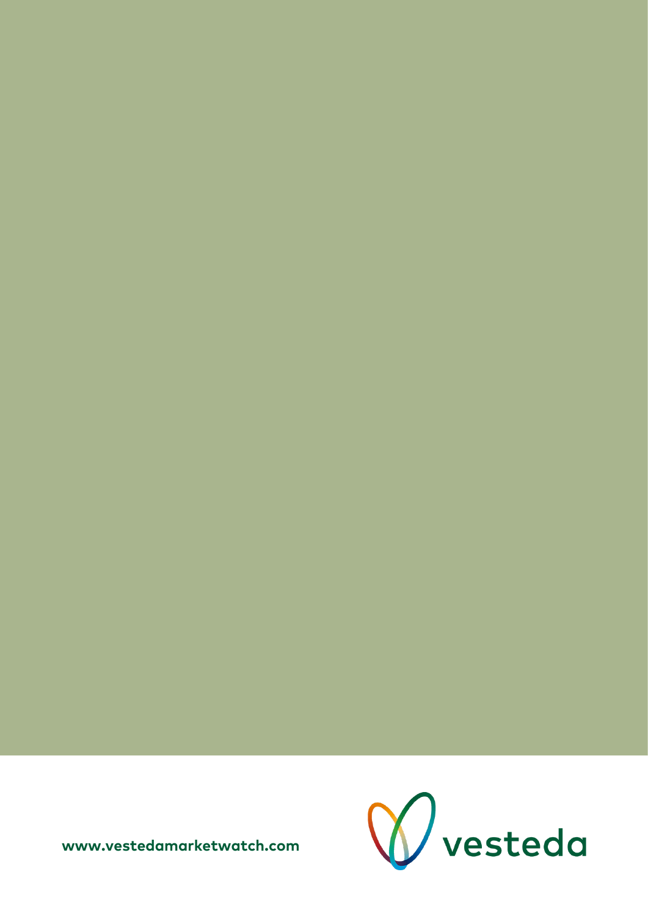www.vestedamarketwatch.com

vesteda